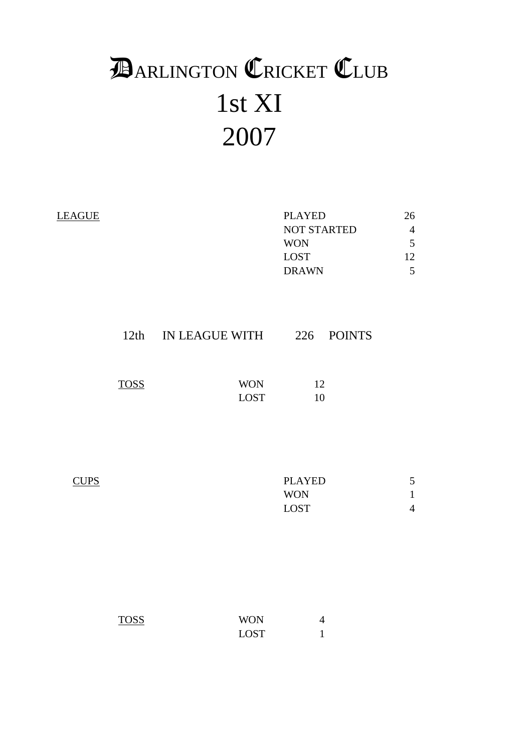# DARLINGTON CRICKET CLUB
# 1st XI
# 2007

LEAGUE

| | |
|---|---|
| PLAYED | 26 |
| NOT STARTED | 4 |
| WON | 5 |
| LOST | 12 |
| DRAWN | 5 |

12th IN LEAGUE WITH 226 POINTS

TOSS

| | |
|---|---|
| WON | 12 |
| LOST | 10 |

CUPS

| | |
|---|---|
| PLAYED | 5 |
| WON | 1 |
| LOST | 4 |

TOSS

| | |
|---|---|
| WON | 4 |
| LOST | 1 |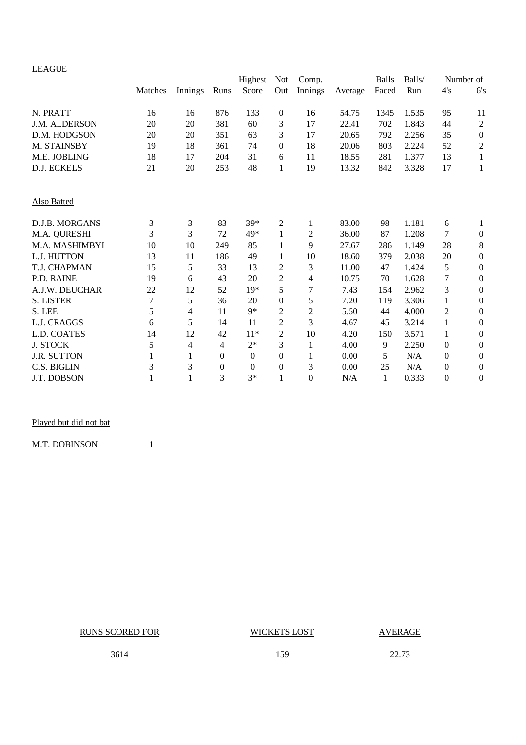LEAGUE

| | Matches | Innings | Runs | Highest Score | Not Out | Comp. Innings | Average | Balls Faced | Balls/ Run | Number of 4's | 6's |
|---|---|---|---|---|---|---|---|---|---|---|---|
| N. PRATT | 16 | 16 | 876 | 133 | 0 | 16 | 54.75 | 1345 | 1.535 | 95 | 11 |
| J.M. ALDERSON | 20 | 20 | 381 | 60 | 3 | 17 | 22.41 | 702 | 1.843 | 44 | 2 |
| D.M. HODGSON | 20 | 20 | 351 | 63 | 3 | 17 | 20.65 | 792 | 2.256 | 35 | 0 |
| M. STAINSBY | 19 | 18 | 361 | 74 | 0 | 18 | 20.06 | 803 | 2.224 | 52 | 2 |
| M.E. JOBLING | 18 | 17 | 204 | 31 | 6 | 11 | 18.55 | 281 | 1.377 | 13 | 1 |
| D.J. ECKELS | 21 | 20 | 253 | 48 | 1 | 19 | 13.32 | 842 | 3.328 | 17 | 1 |

Also Batted

| | Matches | Innings | Runs | Highest Score | Not Out | Comp. Innings | Average | Balls Faced | Balls/ Run | 4's | 6's |
|---|---|---|---|---|---|---|---|---|---|---|---|
| D.J.B. MORGANS | 3 | 3 | 83 | 39* | 2 | 1 | 83.00 | 98 | 1.181 | 6 | 1 |
| M.A. QURESHI | 3 | 3 | 72 | 49* | 1 | 2 | 36.00 | 87 | 1.208 | 7 | 0 |
| M.A. MASHIMBYI | 10 | 10 | 249 | 85 | 1 | 9 | 27.67 | 286 | 1.149 | 28 | 8 |
| L.J. HUTTON | 13 | 11 | 186 | 49 | 1 | 10 | 18.60 | 379 | 2.038 | 20 | 0 |
| T.J. CHAPMAN | 15 | 5 | 33 | 13 | 2 | 3 | 11.00 | 47 | 1.424 | 5 | 0 |
| P.D. RAINE | 19 | 6 | 43 | 20 | 2 | 4 | 10.75 | 70 | 1.628 | 7 | 0 |
| A.J.W. DEUCHAR | 22 | 12 | 52 | 19* | 5 | 7 | 7.43 | 154 | 2.962 | 3 | 0 |
| S. LISTER | 7 | 5 | 36 | 20 | 0 | 5 | 7.20 | 119 | 3.306 | 1 | 0 |
| S. LEE | 5 | 4 | 11 | 9* | 2 | 2 | 5.50 | 44 | 4.000 | 2 | 0 |
| L.J. CRAGGS | 6 | 5 | 14 | 11 | 2 | 3 | 4.67 | 45 | 3.214 | 1 | 0 |
| L.D. COATES | 14 | 12 | 42 | 11* | 2 | 10 | 4.20 | 150 | 3.571 | 1 | 0 |
| J. STOCK | 5 | 4 | 4 | 2* | 3 | 1 | 4.00 | 9 | 2.250 | 0 | 0 |
| J.R. SUTTON | 1 | 1 | 0 | 0 | 0 | 1 | 0.00 | 5 | N/A | 0 | 0 |
| C.S. BIGLIN | 3 | 3 | 0 | 0 | 0 | 3 | 0.00 | 25 | N/A | 0 | 0 |
| J.T. DOBSON | 1 | 1 | 3 | 3* | 1 | 0 | N/A | 1 | 0.333 | 0 | 0 |

Played but did not bat

| | Matches |
|---|---|
| M.T. DOBINSON | 1 |

| RUNS SCORED FOR | WICKETS LOST | AVERAGE |
|---|---|---|
| 3614 | 159 | 22.73 |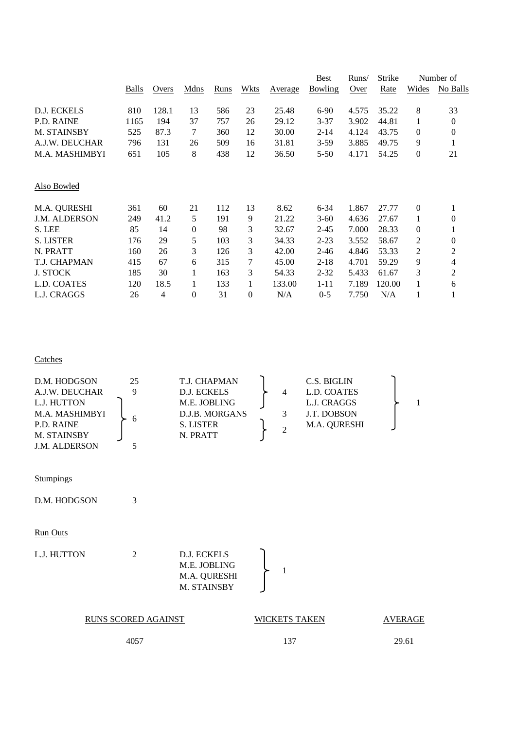| | Balls | Overs | Mdns | Runs | Wkts | Average | Best Bowling | Runs/ Over | Strike Rate | Number of Wides | No Balls |
|---|---|---|---|---|---|---|---|---|---|---|---|
| D.J. ECKELS | 810 | 128.1 | 13 | 586 | 23 | 25.48 | 6-90 | 4.575 | 35.22 | 8 | 33 |
| P.D. RAINE | 1165 | 194 | 37 | 757 | 26 | 29.12 | 3-37 | 3.902 | 44.81 | 1 | 0 |
| M. STAINSBY | 525 | 87.3 | 7 | 360 | 12 | 30.00 | 2-14 | 4.124 | 43.75 | 0 | 0 |
| A.J.W. DEUCHAR | 796 | 131 | 26 | 509 | 16 | 31.81 | 3-59 | 3.885 | 49.75 | 9 | 1 |
| M.A. MASHIMBYI | 651 | 105 | 8 | 438 | 12 | 36.50 | 5-50 | 4.171 | 54.25 | 0 | 21 |

Also Bowled

| | Balls | Overs | Mdns | Runs | Wkts | Average | Best Bowling | Runs/ Over | Strike Rate | Wides | No Balls |
|---|---|---|---|---|---|---|---|---|---|---|---|
| M.A. QURESHI | 361 | 60 | 21 | 112 | 13 | 8.62 | 6-34 | 1.867 | 27.77 | 0 | 1 |
| J.M. ALDERSON | 249 | 41.2 | 5 | 191 | 9 | 21.22 | 3-60 | 4.636 | 27.67 | 1 | 0 |
| S. LEE | 85 | 14 | 0 | 98 | 3 | 32.67 | 2-45 | 7.000 | 28.33 | 0 | 1 |
| S. LISTER | 176 | 29 | 5 | 103 | 3 | 34.33 | 2-23 | 3.552 | 58.67 | 2 | 0 |
| N. PRATT | 160 | 26 | 3 | 126 | 3 | 42.00 | 2-46 | 4.846 | 53.33 | 2 | 2 |
| T.J. CHAPMAN | 415 | 67 | 6 | 315 | 7 | 45.00 | 2-18 | 4.701 | 59.29 | 9 | 4 |
| J. STOCK | 185 | 30 | 1 | 163 | 3 | 54.33 | 2-32 | 5.433 | 61.67 | 3 | 2 |
| L.D. COATES | 120 | 18.5 | 1 | 133 | 1 | 133.00 | 1-11 | 7.189 | 120.00 | 1 | 6 |
| L.J. CRAGGS | 26 | 4 | 0 | 31 | 0 | N/A | 0-5 | 7.750 | N/A | 1 | 1 |

Catches

| Player | Catches |
|---|---|
| D.M. HODGSON | 25 |
| A.J.W. DEUCHAR | 9 |
| L.J. HUTTON, M.A. MASHIMBYI, P.D. RAINE, M. STAINSBY | 6 |
| J.M. ALDERSON | 5 |
| T.J. CHAPMAN, D.J. ECKELS, M.E. JOBLING | 4 |
| D.J.B. MORGANS | 3 |
| S. LISTER, N. PRATT | 2 |
| C.S. BIGLIN, L.D. COATES, L.J. CRAGGS, J.T. DOBSON, M.A. QURESHI | 1 |

Stumpings

| Player | Stumpings |
|---|---|
| D.M. HODGSON | 3 |

Run Outs

| Player | Run Outs |
|---|---|
| L.J. HUTTON | 2 |
| D.J. ECKELS, M.E. JOBLING, M.A. QURESHI, M. STAINSBY | 1 |

| RUNS SCORED AGAINST | WICKETS TAKEN | AVERAGE |
|---|---|---|
| 4057 | 137 | 29.61 |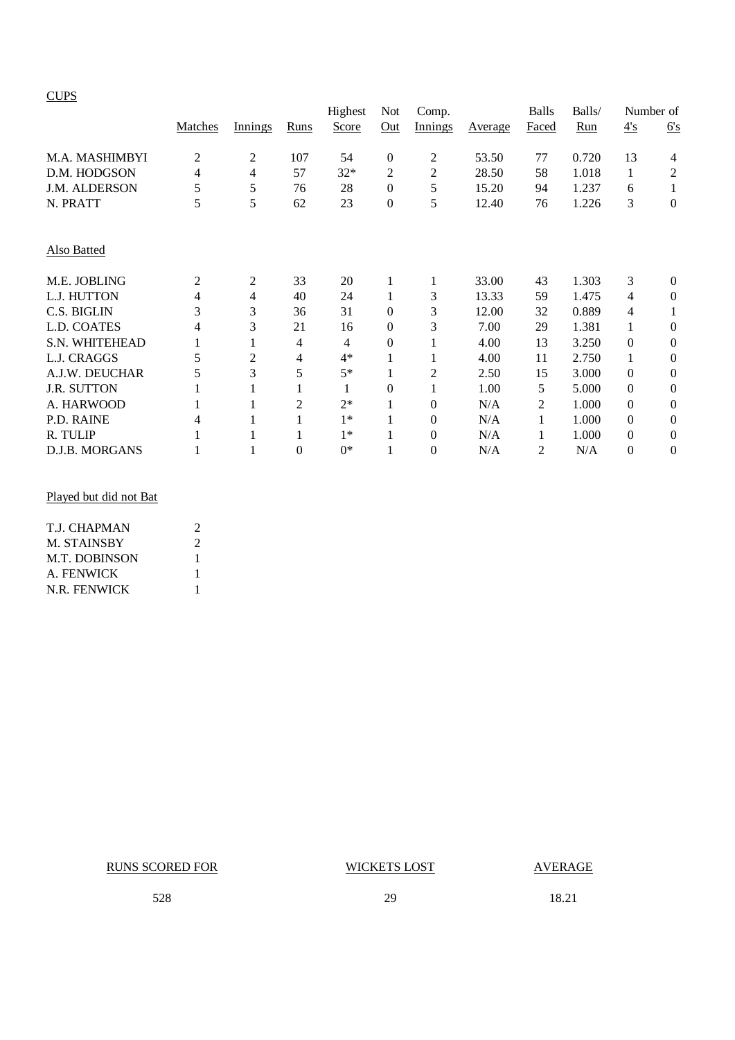CUPS

| | Matches | Innings | Runs | Highest Score | Not Out | Comp. Innings | Average | Balls Faced | Balls/ Run | Number of 4's | Number of 6's |
|---|---|---|---|---|---|---|---|---|---|---|---|
| M.A. MASHIMBYI | 2 | 2 | 107 | 54 | 0 | 2 | 53.50 | 77 | 0.720 | 13 | 4 |
| D.M. HODGSON | 4 | 4 | 57 | 32* | 2 | 2 | 28.50 | 58 | 1.018 | 1 | 2 |
| J.M. ALDERSON | 5 | 5 | 76 | 28 | 0 | 5 | 15.20 | 94 | 1.237 | 6 | 1 |
| N. PRATT | 5 | 5 | 62 | 23 | 0 | 5 | 12.40 | 76 | 1.226 | 3 | 0 |

Also Batted

| | Matches | Innings | Runs | Highest Score | Not Out | Comp. Innings | Average | Balls Faced | Balls/ Run | Number of 4's | Number of 6's |
|---|---|---|---|---|---|---|---|---|---|---|---|
| M.E. JOBLING | 2 | 2 | 33 | 20 | 1 | 1 | 33.00 | 43 | 1.303 | 3 | 0 |
| L.J. HUTTON | 4 | 4 | 40 | 24 | 1 | 3 | 13.33 | 59 | 1.475 | 4 | 0 |
| C.S. BIGLIN | 3 | 3 | 36 | 31 | 0 | 3 | 12.00 | 32 | 0.889 | 4 | 1 |
| L.D. COATES | 4 | 3 | 21 | 16 | 0 | 3 | 7.00 | 29 | 1.381 | 1 | 0 |
| S.N. WHITEHEAD | 1 | 1 | 4 | 4 | 0 | 1 | 4.00 | 13 | 3.250 | 0 | 0 |
| L.J. CRAGGS | 5 | 2 | 4 | 4* | 1 | 1 | 4.00 | 11 | 2.750 | 1 | 0 |
| A.J.W. DEUCHAR | 5 | 3 | 5 | 5* | 1 | 2 | 2.50 | 15 | 3.000 | 0 | 0 |
| J.R. SUTTON | 1 | 1 | 1 | 1 | 0 | 1 | 1.00 | 5 | 5.000 | 0 | 0 |
| A. HARWOOD | 1 | 1 | 2 | 2* | 1 | 0 | N/A | 2 | 1.000 | 0 | 0 |
| P.D. RAINE | 4 | 1 | 1 | 1* | 1 | 0 | N/A | 1 | 1.000 | 0 | 0 |
| R. TULIP | 1 | 1 | 1 | 1* | 1 | 0 | N/A | 1 | 1.000 | 0 | 0 |
| D.J.B. MORGANS | 1 | 1 | 0 | 0* | 1 | 0 | N/A | 2 | N/A | 0 | 0 |

Played but did not Bat

| | |
|---|---|
| T.J. CHAPMAN | 2 |
| M. STAINSBY | 2 |
| M.T. DOBINSON | 1 |
| A. FENWICK | 1 |
| N.R. FENWICK | 1 |

| RUNS SCORED FOR | WICKETS LOST | AVERAGE |
|---|---|---|
| 528 | 29 | 18.21 |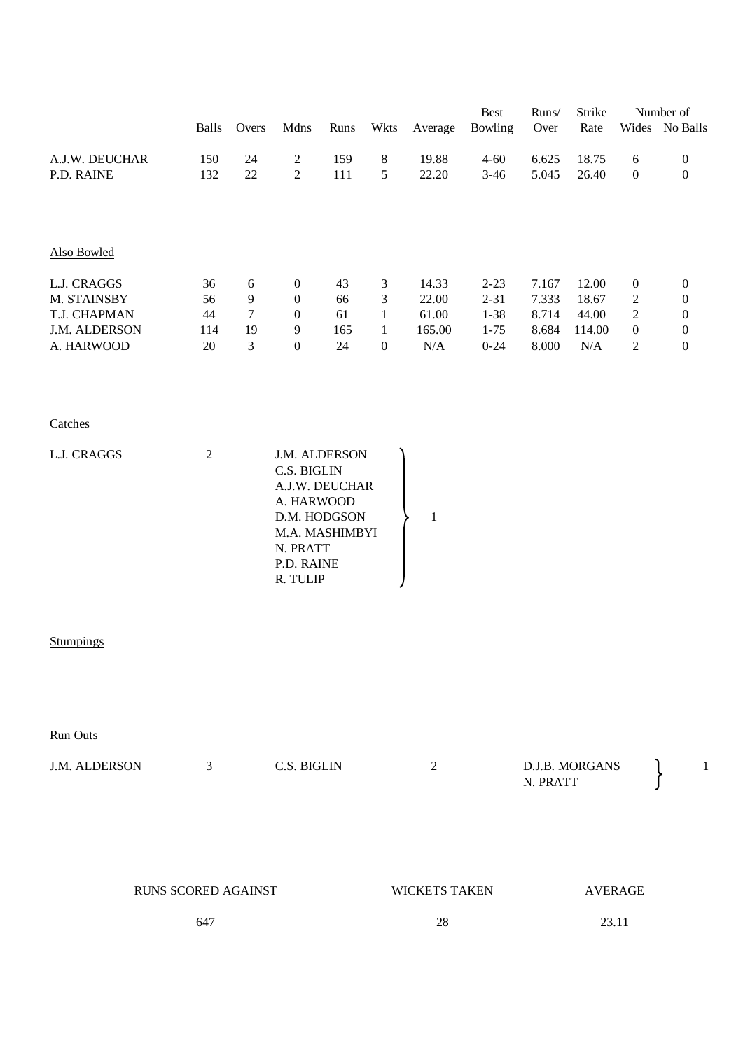| | Balls | Overs | Mdns | Runs | Wkts | Average | Best Bowling | Runs/ Over | Strike Rate | Number of Wides | Number of No Balls |
|---|---|---|---|---|---|---|---|---|---|---|---|
| A.J.W. DEUCHAR | 150 | 24 | 2 | 159 | 8 | 19.88 | 4-60 | 6.625 | 18.75 | 6 | 0 |
| P.D. RAINE | 132 | 22 | 2 | 111 | 5 | 22.20 | 3-46 | 5.045 | 26.40 | 0 | 0 |

Also Bowled

| | Balls | Overs | Mdns | Runs | Wkts | Average | Best Bowling | Runs/ Over | Strike Rate | Number of Wides | Number of No Balls |
|---|---|---|---|---|---|---|---|---|---|---|---|
| L.J. CRAGGS | 36 | 6 | 0 | 43 | 3 | 14.33 | 2-23 | 7.167 | 12.00 | 0 | 0 |
| M. STAINSBY | 56 | 9 | 0 | 66 | 3 | 22.00 | 2-31 | 7.333 | 18.67 | 2 | 0 |
| T.J. CHAPMAN | 44 | 7 | 0 | 61 | 1 | 61.00 | 1-38 | 8.714 | 44.00 | 2 | 0 |
| J.M. ALDERSON | 114 | 19 | 9 | 165 | 1 | 165.00 | 1-75 | 8.684 | 114.00 | 0 | 0 |
| A. HARWOOD | 20 | 3 | 0 | 24 | 0 | N/A | 0-24 | 8.000 | N/A | 2 | 0 |

Catches

| | |
|---|---|
| L.J. CRAGGS | 2 |
| J.M. ALDERSON, C.S. BIGLIN, A.J.W. DEUCHAR, A. HARWOOD, D.M. HODGSON, M.A. MASHIMBYI, N. PRATT, P.D. RAINE, R. TULIP | 1 |

Stumpings

Run Outs

| | |
|---|---|
| J.M. ALDERSON | 3 |
| C.S. BIGLIN | 2 |
| D.J.B. MORGANS, N. PRATT | 1 |

| RUNS SCORED AGAINST | WICKETS TAKEN | AVERAGE |
|---|---|---|
| 647 | 28 | 23.11 |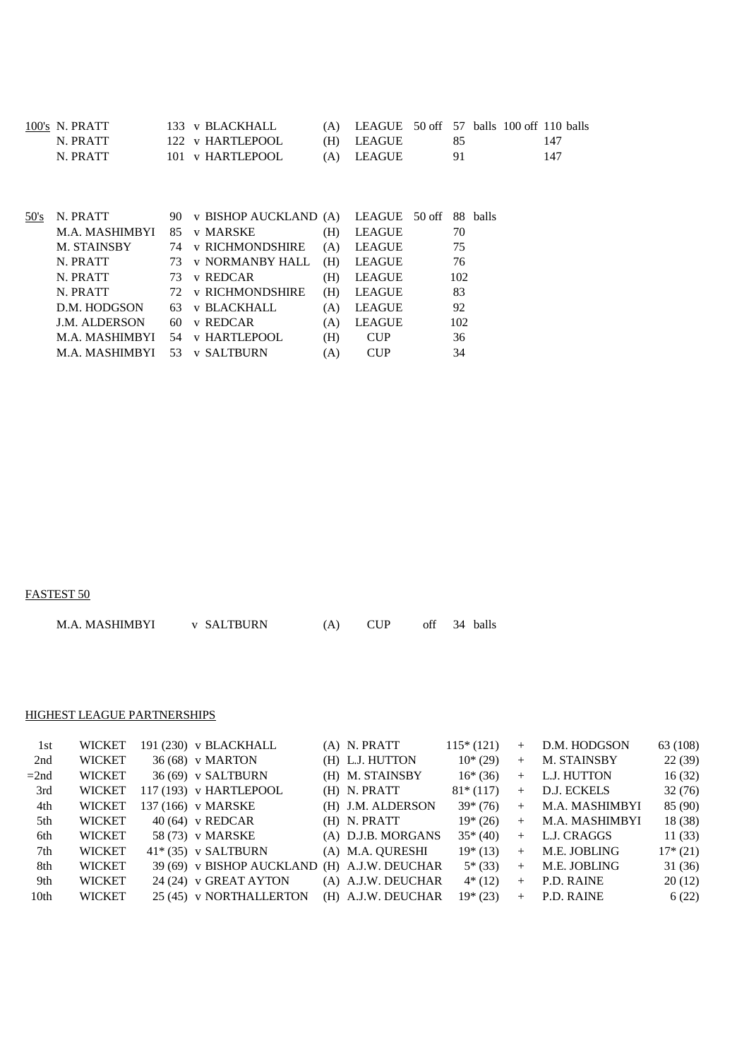## 100's

| | Player | Runs | Opponent | Venue | Competition | 50 off | 100 off |
|---|---|---|---|---|---|---|---|
| 100's | N. PRATT | 133 | v BLACKHALL | (A) | LEAGUE | 57 balls | 110 balls |
| | N. PRATT | 122 | v HARTLEPOOL | (H) | LEAGUE | 85 | 147 |
| | N. PRATT | 101 | v HARTLEPOOL | (A) | LEAGUE | 91 | 147 |

## 50's

| | Player | Runs | Opponent | Venue | Competition | 50 off |
|---|---|---|---|---|---|---|
| 50's | N. PRATT | 90 | v BISHOP AUCKLAND | (A) | LEAGUE | 88 balls |
| | M.A. MASHIMBYI | 85 | v MARSKE | (H) | LEAGUE | 70 |
| | M. STAINSBY | 74 | v RICHMONDSHIRE | (A) | LEAGUE | 75 |
| | N. PRATT | 73 | v NORMANBY HALL | (H) | LEAGUE | 76 |
| | N. PRATT | 73 | v REDCAR | (H) | LEAGUE | 102 |
| | N. PRATT | 72 | v RICHMONDSHIRE | (H) | LEAGUE | 83 |
| | D.M. HODGSON | 63 | v BLACKHALL | (A) | LEAGUE | 92 |
| | J.M. ALDERSON | 60 | v REDCAR | (A) | LEAGUE | 102 |
| | M.A. MASHIMBYI | 54 | v HARTLEPOOL | (H) | CUP | 36 |
| | M.A. MASHIMBYI | 53 | v SALTBURN | (A) | CUP | 34 |

## FASTEST 50

M.A. MASHIMBYI v SALTBURN (A) CUP off 34 balls

## HIGHEST LEAGUE PARTNERSHIPS

| Wicket | | Partnership | Opponent | Venue | Batsman 1 | Score | | Batsman 2 | Score |
|---|---|---|---|---|---|---|---|---|---|
| 1st | WICKET | 191 (230) | v BLACKHALL | (A) | N. PRATT | 115* (121) | + | D.M. HODGSON | 63 (108) |
| 2nd | WICKET | 36 (68) | v MARTON | (H) | L.J. HUTTON | 10* (29) | + | M. STAINSBY | 22 (39) |
| =2nd | WICKET | 36 (69) | v SALTBURN | (H) | M. STAINSBY | 16* (36) | + | L.J. HUTTON | 16 (32) |
| 3rd | WICKET | 117 (193) | v HARTLEPOOL | (H) | N. PRATT | 81* (117) | + | D.J. ECKELS | 32 (76) |
| 4th | WICKET | 137 (166) | v MARSKE | (H) | J.M. ALDERSON | 39* (76) | + | M.A. MASHIMBYI | 85 (90) |
| 5th | WICKET | 40 (64) | v REDCAR | (H) | N. PRATT | 19* (26) | + | M.A. MASHIMBYI | 18 (38) |
| 6th | WICKET | 58 (73) | v MARSKE | (A) | D.J.B. MORGANS | 35* (40) | + | L.J. CRAGGS | 11 (33) |
| 7th | WICKET | 41* (35) | v SALTBURN | (A) | M.A. QURESHI | 19* (13) | + | M.E. JOBLING | 17* (21) |
| 8th | WICKET | 39 (69) | v BISHOP AUCKLAND | (H) | A.J.W. DEUCHAR | 5* (33) | + | M.E. JOBLING | 31 (36) |
| 9th | WICKET | 24 (24) | v GREAT AYTON | (A) | A.J.W. DEUCHAR | 4* (12) | + | P.D. RAINE | 20 (12) |
| 10th | WICKET | 25 (45) | v NORTHALLERTON | (H) | A.J.W. DEUCHAR | 19* (23) | + | P.D. RAINE | 6 (22) |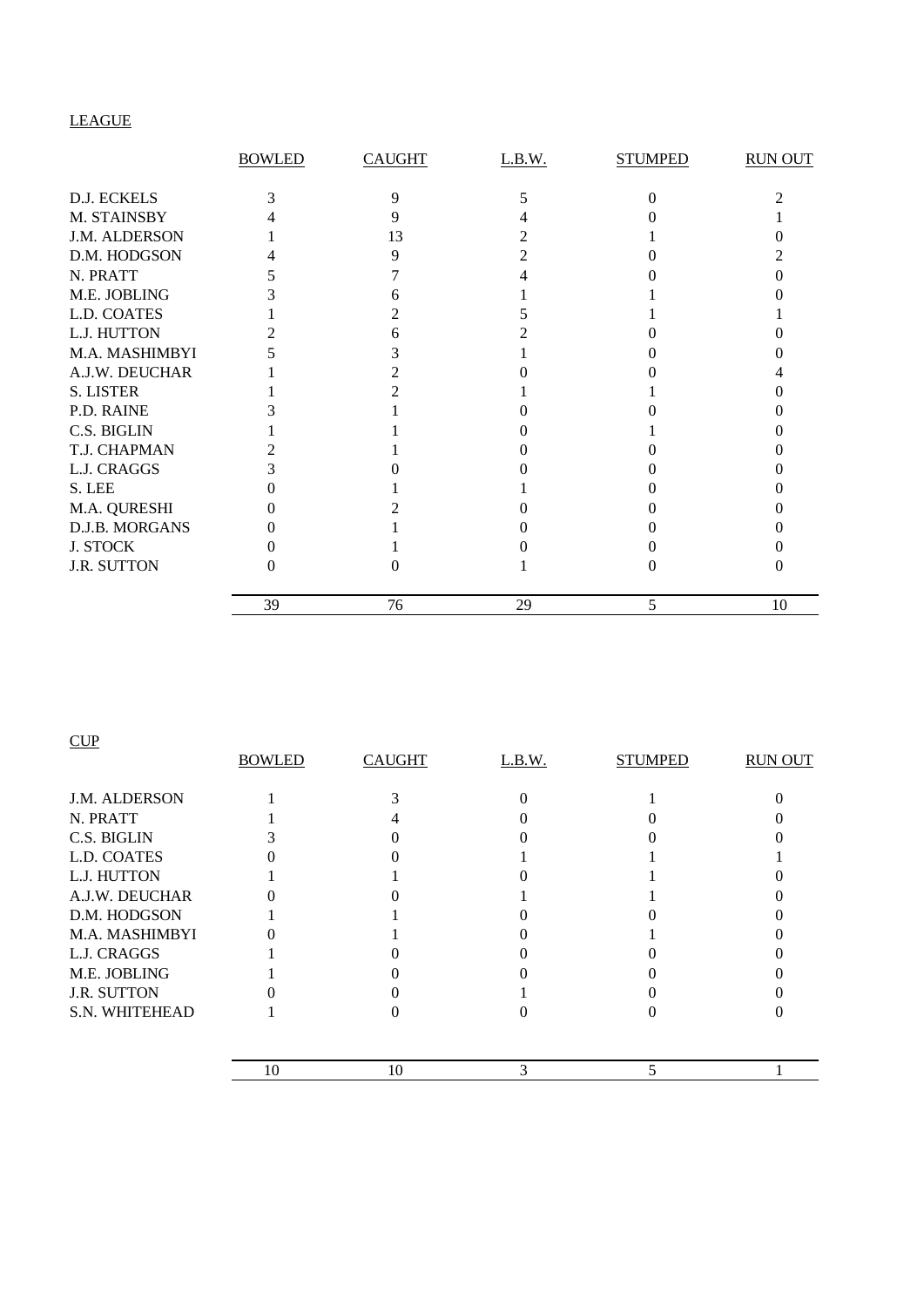LEAGUE

| | BOWLED | CAUGHT | L.B.W. | STUMPED | RUN OUT |
|---|---|---|---|---|---|
| D.J. ECKELS | 3 | 9 | 5 | 0 | 2 |
| M. STAINSBY | 4 | 9 | 4 | 0 | 1 |
| J.M. ALDERSON | 1 | 13 | 2 | 1 | 0 |
| D.M. HODGSON | 4 | 9 | 2 | 0 | 2 |
| N. PRATT | 5 | 7 | 4 | 0 | 0 |
| M.E. JOBLING | 3 | 6 | 1 | 1 | 0 |
| L.D. COATES | 1 | 2 | 5 | 1 | 1 |
| L.J. HUTTON | 2 | 6 | 2 | 0 | 0 |
| M.A. MASHIMBYI | 5 | 3 | 1 | 0 | 0 |
| A.J.W. DEUCHAR | 1 | 2 | 0 | 0 | 4 |
| S. LISTER | 1 | 2 | 1 | 1 | 0 |
| P.D. RAINE | 3 | 1 | 0 | 0 | 0 |
| C.S. BIGLIN | 1 | 1 | 0 | 1 | 0 |
| T.J. CHAPMAN | 2 | 1 | 0 | 0 | 0 |
| L.J. CRAGGS | 3 | 0 | 0 | 0 | 0 |
| S. LEE | 0 | 1 | 1 | 0 | 0 |
| M.A. QURESHI | 0 | 2 | 0 | 0 | 0 |
| D.J.B. MORGANS | 0 | 1 | 0 | 0 | 0 |
| J. STOCK | 0 | 1 | 0 | 0 | 0 |
| J.R. SUTTON | 0 | 0 | 1 | 0 | 0 |
| | 39 | 76 | 29 | 5 | 10 |

CUP

| | BOWLED | CAUGHT | L.B.W. | STUMPED | RUN OUT |
|---|---|---|---|---|---|
| J.M. ALDERSON | 1 | 3 | 0 | 1 | 0 |
| N. PRATT | 1 | 4 | 0 | 0 | 0 |
| C.S. BIGLIN | 3 | 0 | 0 | 0 | 0 |
| L.D. COATES | 0 | 0 | 1 | 1 | 1 |
| L.J. HUTTON | 1 | 1 | 0 | 1 | 0 |
| A.J.W. DEUCHAR | 0 | 0 | 1 | 1 | 0 |
| D.M. HODGSON | 1 | 1 | 0 | 0 | 0 |
| M.A. MASHIMBYI | 0 | 1 | 0 | 1 | 0 |
| L.J. CRAGGS | 1 | 0 | 0 | 0 | 0 |
| M.E. JOBLING | 1 | 0 | 0 | 0 | 0 |
| J.R. SUTTON | 0 | 0 | 1 | 0 | 0 |
| S.N. WHITEHEAD | 1 | 0 | 0 | 0 | 0 |
| | 10 | 10 | 3 | 5 | 1 |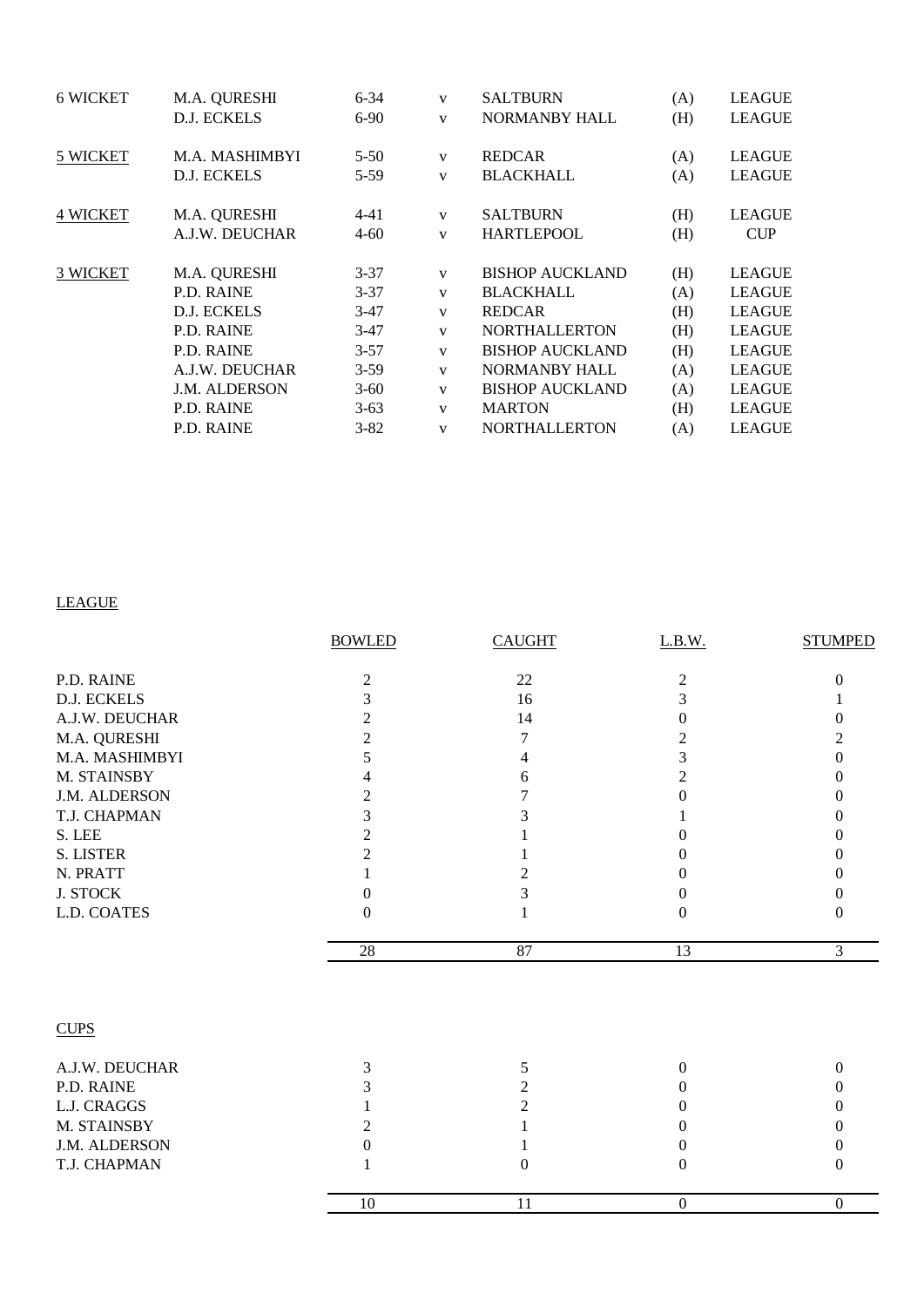| | | | | | | |
|---|---|---|---|---|---|---|
| 6 WICKET | M.A. QURESHI | 6-34 | v | SALTBURN | (A) | LEAGUE |
| | D.J. ECKELS | 6-90 | v | NORMANBY HALL | (H) | LEAGUE |
| 5 WICKET | M.A. MASHIMBYI | 5-50 | v | REDCAR | (A) | LEAGUE |
| | D.J. ECKELS | 5-59 | v | BLACKHALL | (A) | LEAGUE |
| 4 WICKET | M.A. QURESHI | 4-41 | v | SALTBURN | (H) | LEAGUE |
| | A.J.W. DEUCHAR | 4-60 | v | HARTLEPOOL | (H) | CUP |
| 3 WICKET | M.A. QURESHI | 3-37 | v | BISHOP AUCKLAND | (H) | LEAGUE |
| | P.D. RAINE | 3-37 | v | BLACKHALL | (A) | LEAGUE |
| | D.J. ECKELS | 3-47 | v | REDCAR | (H) | LEAGUE |
| | P.D. RAINE | 3-47 | v | NORTHALLERTON | (H) | LEAGUE |
| | P.D. RAINE | 3-57 | v | BISHOP AUCKLAND | (H) | LEAGUE |
| | A.J.W. DEUCHAR | 3-59 | v | NORMANBY HALL | (A) | LEAGUE |
| | J.M. ALDERSON | 3-60 | v | BISHOP AUCKLAND | (A) | LEAGUE |
| | P.D. RAINE | 3-63 | v | MARTON | (H) | LEAGUE |
| | P.D. RAINE | 3-82 | v | NORTHALLERTON | (A) | LEAGUE |

LEAGUE

| | BOWLED | CAUGHT | L.B.W. | STUMPED |
|---|---|---|---|---|
| P.D. RAINE | 2 | 22 | 2 | 0 |
| D.J. ECKELS | 3 | 16 | 3 | 1 |
| A.J.W. DEUCHAR | 2 | 14 | 0 | 0 |
| M.A. QURESHI | 2 | 7 | 2 | 2 |
| M.A. MASHIMBYI | 5 | 4 | 3 | 0 |
| M. STAINSBY | 4 | 6 | 2 | 0 |
| J.M. ALDERSON | 2 | 7 | 0 | 0 |
| T.J. CHAPMAN | 3 | 3 | 1 | 0 |
| S. LEE | 2 | 1 | 0 | 0 |
| S. LISTER | 2 | 1 | 0 | 0 |
| N. PRATT | 1 | 2 | 0 | 0 |
| J. STOCK | 0 | 3 | 0 | 0 |
| L.D. COATES | 0 | 1 | 0 | 0 |
| | 28 | 87 | 13 | 3 |

CUPS

| | BOWLED | CAUGHT | L.B.W. | STUMPED |
|---|---|---|---|---|
| A.J.W. DEUCHAR | 3 | 5 | 0 | 0 |
| P.D. RAINE | 3 | 2 | 0 | 0 |
| L.J. CRAGGS | 1 | 2 | 0 | 0 |
| M. STAINSBY | 2 | 1 | 0 | 0 |
| J.M. ALDERSON | 0 | 1 | 0 | 0 |
| T.J. CHAPMAN | 1 | 0 | 0 | 0 |
| | 10 | 11 | 0 | 0 |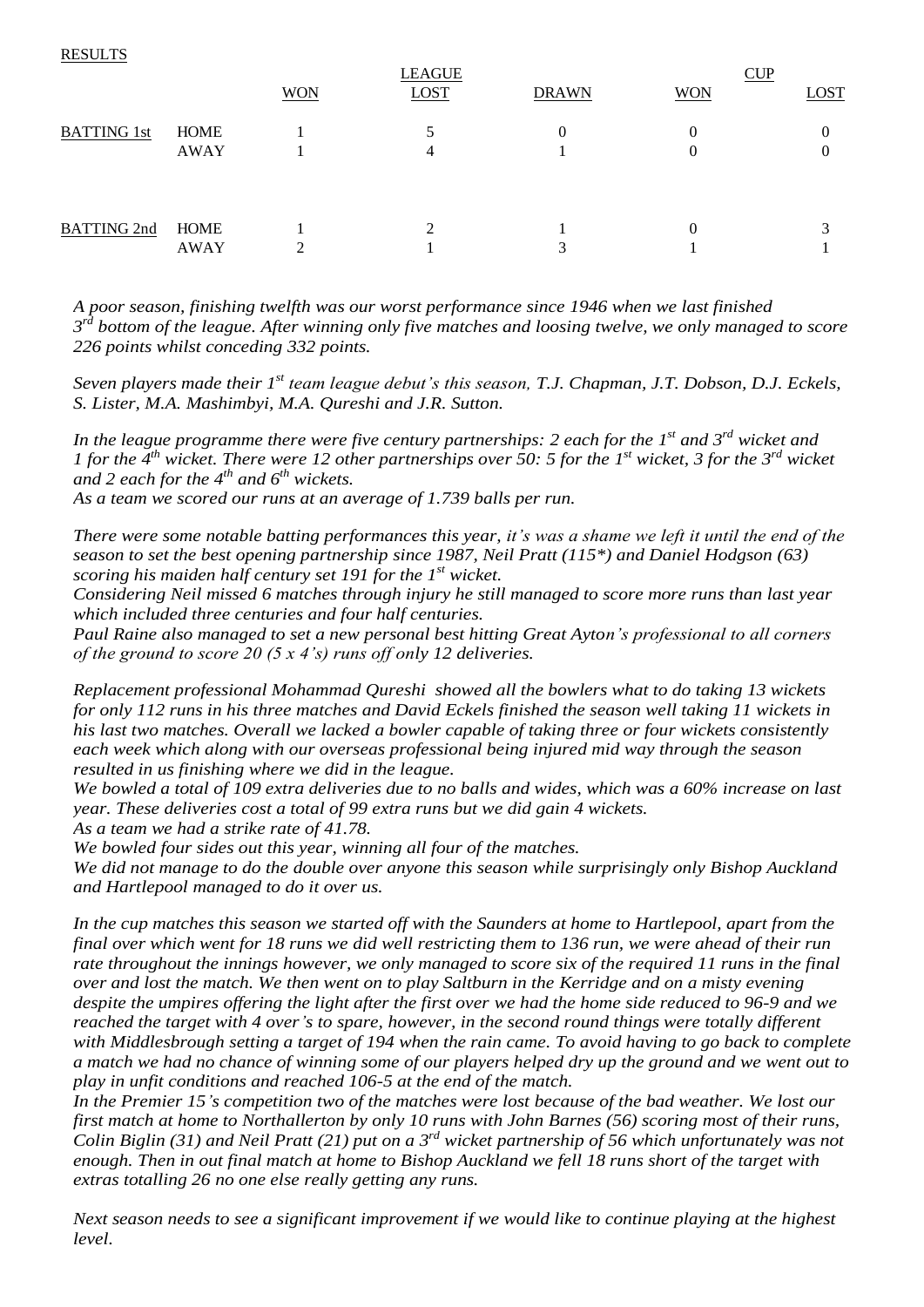RESULTS

| | | LEAGUE | | | CUP | |
|---|---|---|---|---|---|---|
| | | WON | LOST | DRAWN | WON | LOST |
| BATTING 1st | HOME | 1 | 5 | 0 | 0 | 0 |
| | AWAY | 1 | 4 | 1 | 0 | 0 |
| BATTING 2nd | HOME | 1 | 2 | 1 | 0 | 3 |
| | AWAY | 2 | 1 | 3 | 1 | 1 |

*A poor season, finishing twelfth was our worst performance since 1946 when we last finished 3rd bottom of the league. After winning only five matches and loosing twelve, we only managed to score 226 points whilst conceding 332 points.*

*Seven players made their 1st team league debut's this season, T.J. Chapman, J.T. Dobson, D.J. Eckels, S. Lister, M.A. Mashimbyi, M.A. Qureshi and J.R. Sutton.*

*In the league programme there were five century partnerships: 2 each for the 1st and 3rd wicket and 1 for the 4th wicket. There were 12 other partnerships over 50: 5 for the 1st wicket, 3 for the 3rd wicket and 2 each for the 4th and 6th wickets.*
*As a team we scored our runs at an average of 1.739 balls per run.*

*There were some notable batting performances this year, it's was a shame we left it until the end of the season to set the best opening partnership since 1987, Neil Pratt (115*) and Daniel Hodgson (63) scoring his maiden half century set 191 for the 1st wicket.*
*Considering Neil missed 6 matches through injury he still managed to score more runs than last year which included three centuries and four half centuries.*
*Paul Raine also managed to set a new personal best hitting Great Ayton's professional to all corners of the ground to score 20 (5 x 4's) runs off only 12 deliveries.*

*Replacement professional Mohammad Qureshi showed all the bowlers what to do taking 13 wickets for only 112 runs in his three matches and David Eckels finished the season well taking 11 wickets in his last two matches. Overall we lacked a bowler capable of taking three or four wickets consistently each week which along with our overseas professional being injured mid way through the season resulted in us finishing where we did in the league.*
*We bowled a total of 109 extra deliveries due to no balls and wides, which was a 60% increase on last year. These deliveries cost a total of 99 extra runs but we did gain 4 wickets.*
*As a team we had a strike rate of 41.78.*
*We bowled four sides out this year, winning all four of the matches.*
*We did not manage to do the double over anyone this season while surprisingly only Bishop Auckland and Hartlepool managed to do it over us.*

*In the cup matches this season we started off with the Saunders at home to Hartlepool, apart from the final over which went for 18 runs we did well restricting them to 136 run, we were ahead of their run rate throughout the innings however, we only managed to score six of the required 11 runs in the final over and lost the match. We then went on to play Saltburn in the Kerridge and on a misty evening despite the umpires offering the light after the first over we had the home side reduced to 96-9 and we reached the target with 4 over's to spare, however, in the second round things were totally different with Middlesbrough setting a target of 194 when the rain came. To avoid having to go back to complete a match we had no chance of winning some of our players helped dry up the ground and we went out to play in unfit conditions and reached 106-5 at the end of the match.*
*In the Premier 15's competition two of the matches were lost because of the bad weather. We lost our first match at home to Northallerton by only 10 runs with John Barnes (56) scoring most of their runs, Colin Biglin (31) and Neil Pratt (21) put on a 3rd wicket partnership of 56 which unfortunately was not enough. Then in out final match at home to Bishop Auckland we fell 18 runs short of the target with extras totalling 26 no one else really getting any runs.*

*Next season needs to see a significant improvement if we would like to continue playing at the highest level.*